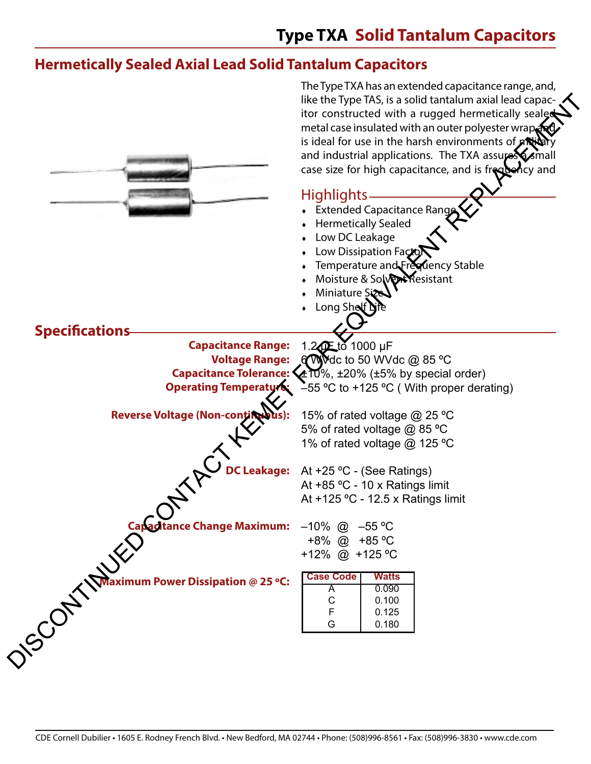# Type TXA Solid Tantalum Capacitors

## Hermetically Sealed Axial Lead Solid Tantalum Capacitors

The Type TXA has an extended capacitance range, and, like the Type TAS, is a solid tantalum axial lead capacitor constructed with a rugged hermetically sealed metal case insulated with an outer polyester wrap and is ideal for use in the harsh environments of military and industrial applications. The TXA assures a small case size for high capacitance, and is frequency and

DISCONTINUED CONTACT KEMET FOR EQUIVALENT REPLACEMENT

### Highlights

- Extended Capacitance Range
- Hermetically Sealed
- Low DC Leakage
- Low Dissipation Factor
- Temperature and Frequency Stable
- Moisture & Solvent Resistant
- Miniature Size
- Long Shelf Life

## Specifications

**Capacitance Range:** 1.2 µF to 1000 µF

**Voltage Range:** 6 WVdc to 50 WVdc @ 85 ºC

**Capacitance Tolerance:** ±10%, ±20% (±5% by special order)

**Operating Temperature:** –55 ºC to +125 ºC ( With proper derating)

**Reverse Voltage (Non-continuous):**
15% of rated voltage @ 25 ºC
5% of rated voltage @ 85 ºC
1% of rated voltage @ 125 ºC

**DC Leakage:**
At +25 ºC - (See Ratings)
At +85 ºC - 10 x Ratings limit
At +125 ºC - 12.5 x Ratings limit

**Capacitance Change Maximum:**
–10% @ –55 ºC
+8% @ +85 ºC
+12% @ +125 ºC

**Maximum Power Dissipation @ 25 ºC:**

| Case Code | Watts |
|---|---|
| A | 0.090 |
| C | 0.100 |
| F | 0.125 |
| G | 0.180 |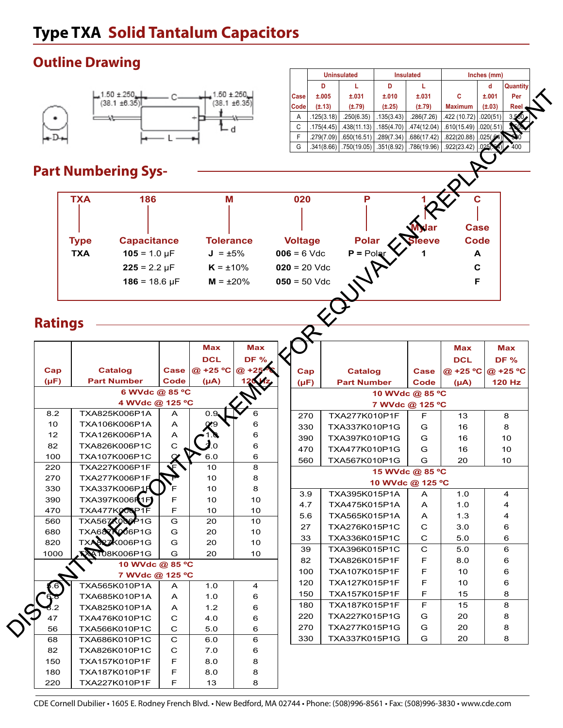# Type TXA  Solid Tantalum Capacitors

## Outline Drawing

1.50 ±.250 (38.1 ±6.35)   C   1.50 ±.250 (38.1 ±6.35)

D   L   d

| Case Code | Uninsulated D ±.005 (±.13) | Uninsulated L ±.031 (±.79) | Insulated D ±.010 (±.25) | Insulated L ±.031 (±.79) | C Maximum | d ±.001 (±.03) | Quantity Per Reel |
|---|---|---|---|---|---|---|---|
| A | .125(3.18) | .250(6.35) | .135(3.43) | .286(7.26) | .422 (10.72) | .020(51) | 3,500 |
| C | .175(4.45) | .438(11.13) | .185(4.70) | .474(12.04) | .610(15.49) | .020(.51) | 2,500 |
| F | .279(7.09) | .650(16.51) | .289(7.34) | .686(17.42) | .822(20.88) | .025(.64) | 500 |
| G | .341(8.66) | .750(19.05) | .351(8.92) | .786(19.96) | .922(23.42) | .025(.64) | 400 |

Inches (mm)

## Part Numbering Sys-

| TXA | 186 | M | 020 | P | 1 | C |
|---|---|---|---|---|---|---|
| **Type** | **Capacitance** | **Tolerance** | **Voltage** | **Polar** | **Mylar Sleeve** | **Case Code** |
| **TXA** | **105** = 1.0 µF | **J** = ±5% | **006** = 6 Vdc | **P =** Polar | **1** | **A** |
| | **225** = 2.2 µF | **K** = ±10% | **020** = 20 Vdc | | | **C** |
| | **186** = 18.6 µF | **M** = ±20% | **050** = 50 Vdc | | | **F** |

## Ratings

| Cap (µF) | Catalog Part Number | Case Code | Max DCL @ +25 ºC (µA) | Max DF % @ +25 ºC 120 Hz |
|---|---|---|---|---|
| **6 WVdc @ 85 ºC / 4 WVdc @ 125 ºC** | | | | |
| 8.2 | TXA825K006P1A | A | 0.9 | 6 |
| 10 | TXA106K006P1A | A | 0.9 | 6 |
| 12 | TXA126K006P1A | A | 1.0 | 6 |
| 82 | TXA826K006P1C | C | 5.0 | 6 |
| 100 | TXA107K006P1C | C | 6.0 | 6 |
| 220 | TXA227K006P1F | F | 10 | 8 |
| 270 | TXA277K006P1F | F | 10 | 8 |
| 330 | TXA337K006P1F | F | 10 | 8 |
| 390 | TXA397K006P1F | F | 10 | 10 |
| 470 | TXA477K006P1F | F | 10 | 10 |
| 560 | TXA567K006P1G | G | 20 | 10 |
| 680 | TXA687K006P1G | G | 20 | 10 |
| 820 | TXA827K006P1G | G | 20 | 10 |
| 1000 | TXA108K006P1G | G | 20 | 10 |
| **10 WVdc @ 85 ºC / 7 WVdc @ 125 ºC** | | | | |
| 5.6 | TXA565K010P1A | A | 1.0 | 4 |
| 6.8 | TXA685K010P1A | A | 1.0 | 6 |
| 8.2 | TXA825K010P1A | A | 1.2 | 6 |
| 47 | TXA476K010P1C | C | 4.0 | 6 |
| 56 | TXA566K010P1C | C | 5.0 | 6 |
| 68 | TXA686K010P1C | C | 6.0 | 6 |
| 82 | TXA826K010P1C | C | 7.0 | 6 |
| 150 | TXA157K010P1F | F | 8.0 | 8 |
| 180 | TXA187K010P1F | F | 8.0 | 8 |
| 220 | TXA227K010P1F | F | 13 | 8 |

| Cap (µF) | Catalog Part Number | Case Code | Max DCL @ +25 ºC (µA) | Max DF % @ +25 ºC 120 Hz |
|---|---|---|---|---|
| **10 WVdc @ 85 ºC / 7 WVdc @ 125 ºC** | | | | |
| 270 | TXA277K010P1F | F | 13 | 8 |
| 330 | TXA337K010P1G | G | 16 | 8 |
| 390 | TXA397K010P1G | G | 16 | 10 |
| 470 | TXA477K010P1G | G | 16 | 10 |
| 560 | TXA567K010P1G | G | 20 | 10 |
| **15 WVdc @ 85 ºC / 10 WVdc @ 125 ºC** | | | | |
| 3.9 | TXA395K015P1A | A | 1.0 | 4 |
| 4.7 | TXA475K015P1A | A | 1.0 | 4 |
| 5.6 | TXA565K015P1A | A | 1.3 | 4 |
| 27 | TXA276K015P1C | C | 3.0 | 6 |
| 33 | TXA336K015P1C | C | 5.0 | 6 |
| 39 | TXA396K015P1C | C | 5.0 | 6 |
| 82 | TXA826K015P1F | F | 8.0 | 6 |
| 100 | TXA107K015P1F | F | 10 | 6 |
| 120 | TXA127K015P1F | F | 10 | 6 |
| 150 | TXA157K015P1F | F | 15 | 8 |
| 180 | TXA187K015P1F | F | 15 | 8 |
| 220 | TXA227K015P1G | G | 20 | 8 |
| 270 | TXA277K015P1G | G | 20 | 8 |
| 330 | TXA337K015P1G | G | 20 | 8 |

DISCONTINUED CONTACT KEMET FOR EQUIVALENT REPLACEMENT

CDE Cornell Dubilier • 1605 E. Rodney French Blvd. • New Bedford, MA 02744 • Phone: (508)996-8561 • Fax: (508)996-3830 • www.cde.com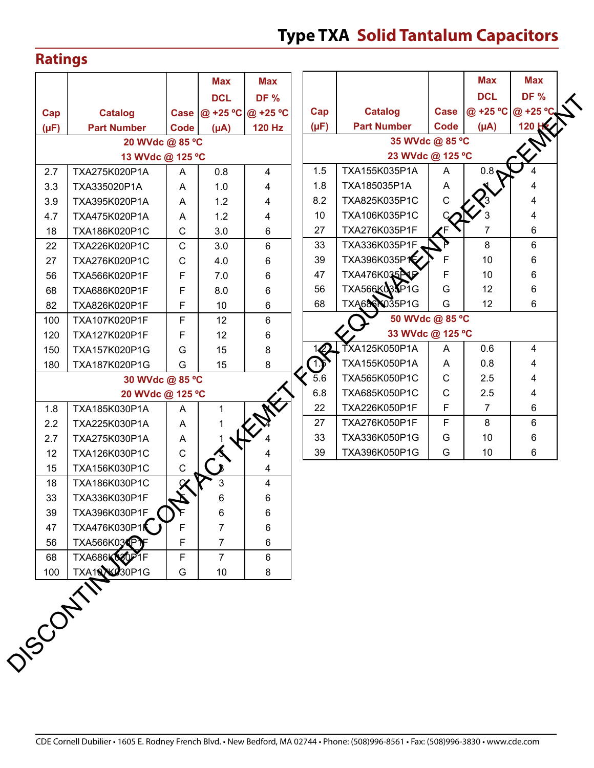# Type TXA Solid Tantalum Capacitors

## Ratings

DISCONTINUED CONTACT KEMET FOR EQUIVALENT REPLACEMENT

| Cap (µF) | Catalog Part Number | Case Code | Max DCL @ +25 ºC (µA) | Max DF % @ +25 ºC 120 Hz |
|---|---|---|---|---|
| **20 WVdc @ 85 ºC 13 WVdc @ 125 ºC** | | | | |
| 2.7 | TXA275K020P1A | A | 0.8 | 4 |
| 3.3 | TXA335020P1A | A | 1.0 | 4 |
| 3.9 | TXA395K020P1A | A | 1.2 | 4 |
| 4.7 | TXA475K020P1A | A | 1.2 | 4 |
| 18 | TXA186K020P1C | C | 3.0 | 6 |
| 22 | TXA226K020P1C | C | 3.0 | 6 |
| 27 | TXA276K020P1C | C | 4.0 | 6 |
| 56 | TXA566K020P1F | F | 7.0 | 6 |
| 68 | TXA686K020P1F | F | 8.0 | 6 |
| 82 | TXA826K020P1F | F | 10 | 6 |
| 100 | TXA107K020P1F | F | 12 | 6 |
| 120 | TXA127K020P1F | F | 12 | 6 |
| 150 | TXA157K020P1G | G | 15 | 8 |
| 180 | TXA187K020P1G | G | 15 | 8 |
| **30 WVdc @ 85 ºC 20 WVdc @ 125 ºC** | | | | |
| 1.8 | TXA185K030P1A | A | 1 | 4 |
| 2.2 | TXA225K030P1A | A | 1 | 4 |
| 2.7 | TXA275K030P1A | A | 1 | 4 |
| 12 | TXA126K030P1C | C | 3 | 4 |
| 15 | TXA156K030P1C | C | 3 | 4 |
| 18 | TXA186K030P1C | C | 3 | 4 |
| 33 | TXA336K030P1F | F | 6 | 6 |
| 39 | TXA396K030P1F | F | 6 | 6 |
| 47 | TXA476K030P1F | F | 7 | 6 |
| 56 | TXA566K030P1F | F | 7 | 6 |
| 68 | TXA686K030P1F | F | 7 | 6 |
| 100 | TXA107K030P1G | G | 10 | 8 |

| Cap (µF) | Catalog Part Number | Case Code | Max DCL @ +25 ºC (µA) | Max DF % @ +25 ºC 120 Hz |
|---|---|---|---|---|
| **35 WVdc @ 85 ºC 23 WVdc @ 125 ºC** | | | | |
| 1.5 | TXA155K035P1A | A | 0.8 | 4 |
| 1.8 | TXA185035P1A | A | 1 | 4 |
| 8.2 | TXA825K035P1C | C | 3 | 4 |
| 10 | TXA106K035P1C | C | 3 | 4 |
| 27 | TXA276K035P1F | F | 7 | 6 |
| 33 | TXA336K035P1F | F | 8 | 6 |
| 39 | TXA396K035P1F | F | 10 | 6 |
| 47 | TXA476K035P1F | F | 10 | 6 |
| 56 | TXA566K035P1G | G | 12 | 6 |
| 68 | TXA686K035P1G | G | 12 | 6 |
| **50 WVdc @ 85 ºC 33 WVdc @ 125 ºC** | | | | |
| 1.2 | TXA125K050P1A | A | 0.6 | 4 |
| 1.5 | TXA155K050P1A | A | 0.8 | 4 |
| 5.6 | TXA565K050P1C | C | 2.5 | 4 |
| 6.8 | TXA685K050P1C | C | 2.5 | 4 |
| 22 | TXA226K050P1F | F | 7 | 6 |
| 27 | TXA276K050P1F | F | 8 | 6 |
| 33 | TXA336K050P1G | G | 10 | 6 |
| 39 | TXA396K050P1G | G | 10 | 6 |

CDE Cornell Dubilier • 1605 E. Rodney French Blvd. • New Bedford, MA 02744 • Phone: (508)996-8561 • Fax: (508)996-3830 • www.cde.com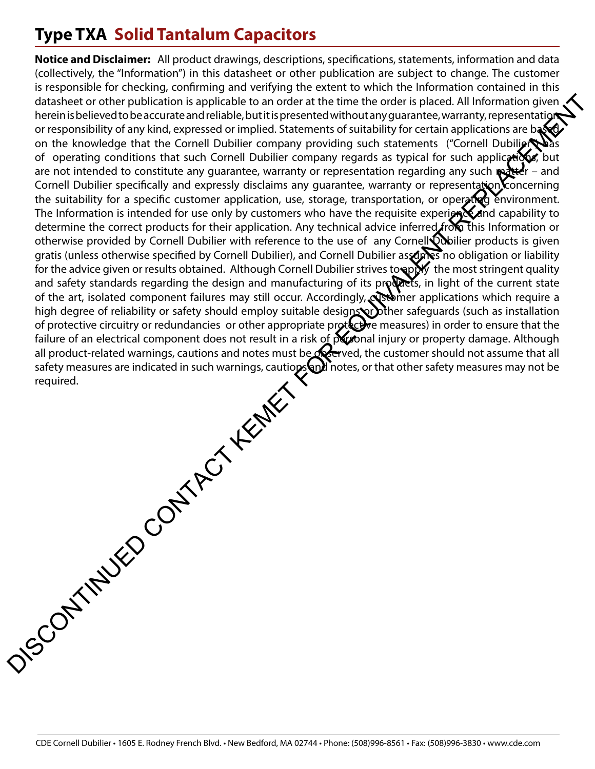# Type TXA Solid Tantalum Capacitors

**Notice and Disclaimer:** All product drawings, descriptions, specifications, statements, information and data (collectively, the "Information") in this datasheet or other publication are subject to change. The customer is responsible for checking, confirming and verifying the extent to which the Information contained in this datasheet or other publication is applicable to an order at the time the order is placed. All Information given herein is believed to be accurate and reliable, but it is presented without any guarantee, warranty, representation or responsibility of any kind, expressed or implied. Statements of suitability for certain applications are based on the knowledge that the Cornell Dubilier company providing such statements ("Cornell Dubilier") has of operating conditions that such Cornell Dubilier company regards as typical for such applications, but are not intended to constitute any guarantee, warranty or representation regarding any such matter – and Cornell Dubilier specifically and expressly disclaims any guarantee, warranty or representation concerning the suitability for a specific customer application, use, storage, transportation, or operating environment. The Information is intended for use only by customers who have the requisite experience and capability to determine the correct products for their application. Any technical advice inferred from this Information or otherwise provided by Cornell Dubilier with reference to the use of any Cornell Dubilier products is given gratis (unless otherwise specified by Cornell Dubilier), and Cornell Dubilier assumes no obligation or liability for the advice given or results obtained. Although Cornell Dubilier strives to apply the most stringent quality and safety standards regarding the design and manufacturing of its products, in light of the current state of the art, isolated component failures may still occur. Accordingly, customer applications which require a high degree of reliability or safety should employ suitable designs or other safeguards (such as installation of protective circuitry or redundancies or other appropriate protective measures) in order to ensure that the failure of an electrical component does not result in a risk of personal injury or property damage. Although all product-related warnings, cautions and notes must be observed, the customer should not assume that all safety measures are indicated in such warnings, cautions and notes, or that other safety measures may not be required.

DISCONTINUED CONTACT KEMET FOR EQUIVALENT REPLACEMENT

CDE Cornell Dubilier • 1605 E. Rodney French Blvd. • New Bedford, MA 02744 • Phone: (508)996-8561 • Fax: (508)996-3830 • www.cde.com